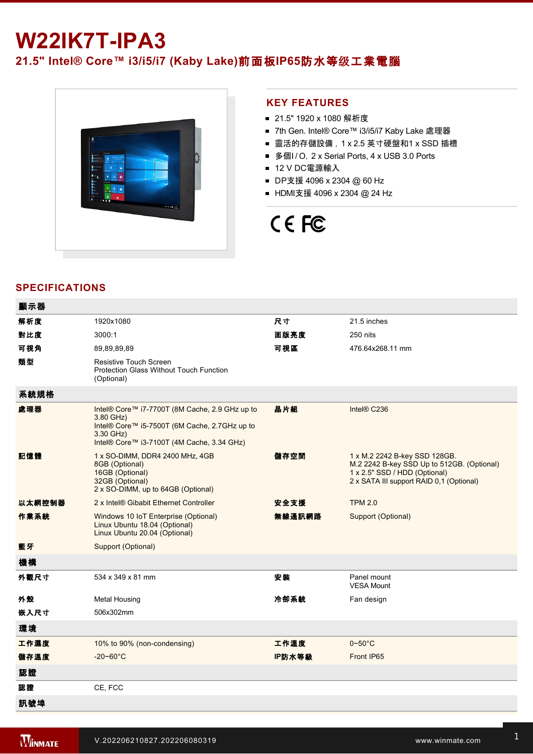# W22IK7T-IPA3

## 21.5" Intel® Core™ i3/i5/i7 (Kaby Lake)前面板IP65防水等级工業電腦

## KEY FEATURES

- 21.5" 1920 x 1080 解析度
- 7th Gen. Intel® Core™ i3/i5/i7 Kaby Lake 處理器
- 靈活的存儲設備，1 x 2.5 英寸硬盤和1 x SSD 插槽
- 多個I / O，2 x Serial Ports, 4 x USB 3.0 Ports
- 12 V DC電源輸入
- DP支援 4096 x 2304 @ 60 Hz
- HDMI支援 4096 x 2304 @ 24 Hz

## SPECIFICATIONS

| 顯示器 | | | |
|---|---|---|---|
| 解析度 | 1920x1080 | 尺寸 | 21.5 inches |
| 對比度 | 3000:1 | 面版亮度 | 250 nits |
| 可視角 | 89,89,89,89 | 可視區 | 476.64x268.11 mm |
| 類型 | Resistive Touch Screen<br>Protection Glass Without Touch Function (Optional) | | |
| **系統規格** | | | |
| 處理器 | Intel® Core™ i7-7700T (8M Cache, 2.9 GHz up to 3.80 GHz)<br>Intel® Core™ i5-7500T (6M Cache, 2.7GHz up to 3.30 GHz)<br>Intel® Core™ i3-7100T (4M Cache, 3.34 GHz) | 晶片組 | Intel® C236 |
| 記憶體 | 1 x SO-DIMM, DDR4 2400 MHz, 4GB<br>8GB (Optional)<br>16GB (Optional)<br>32GB (Optional)<br>2 x SO-DIMM, up to 64GB (Optional) | 儲存空間 | 1 x M.2 2242 B-key SSD 128GB.<br>M.2 2242 B-key SSD Up to 512GB. (Optional)<br>1 x 2.5" SSD / HDD (Optional)<br>2 x SATA III support RAID 0,1 (Optional) |
| 以太網控制器 | 2 x Intel® Gibabit Ethernet Controller | 安全支援 | TPM 2.0 |
| 作業系統 | Windows 10 IoT Enterprise (Optional)<br>Linux Ubuntu 18.04 (Optional)<br>Linux Ubuntu 20.04 (Optional) | 無線通訊網路 | Support (Optional) |
| 藍牙 | Support (Optional) | | |
| **機構** | | | |
| 外觀尺寸 | 534 x 349 x 81 mm | 安裝 | Panel mount<br>VESA Mount |
| 外殼 | Metal Housing | 冷卻系統 | Fan design |
| 嵌入尺寸 | 506x302mm | | |
| **環境** | | | |
| 工作濕度 | 10% to 90% (non-condensing) | 工作溫度 | 0~50°C |
| 儲存溫度 | -20~60°C | IP防水等級 | Front IP65 |
| **認證** | | | |
| 認證 | CE, FCC | | |
| **訊號埠** | | | |

V.202206210827.202206080319

www.winmate.com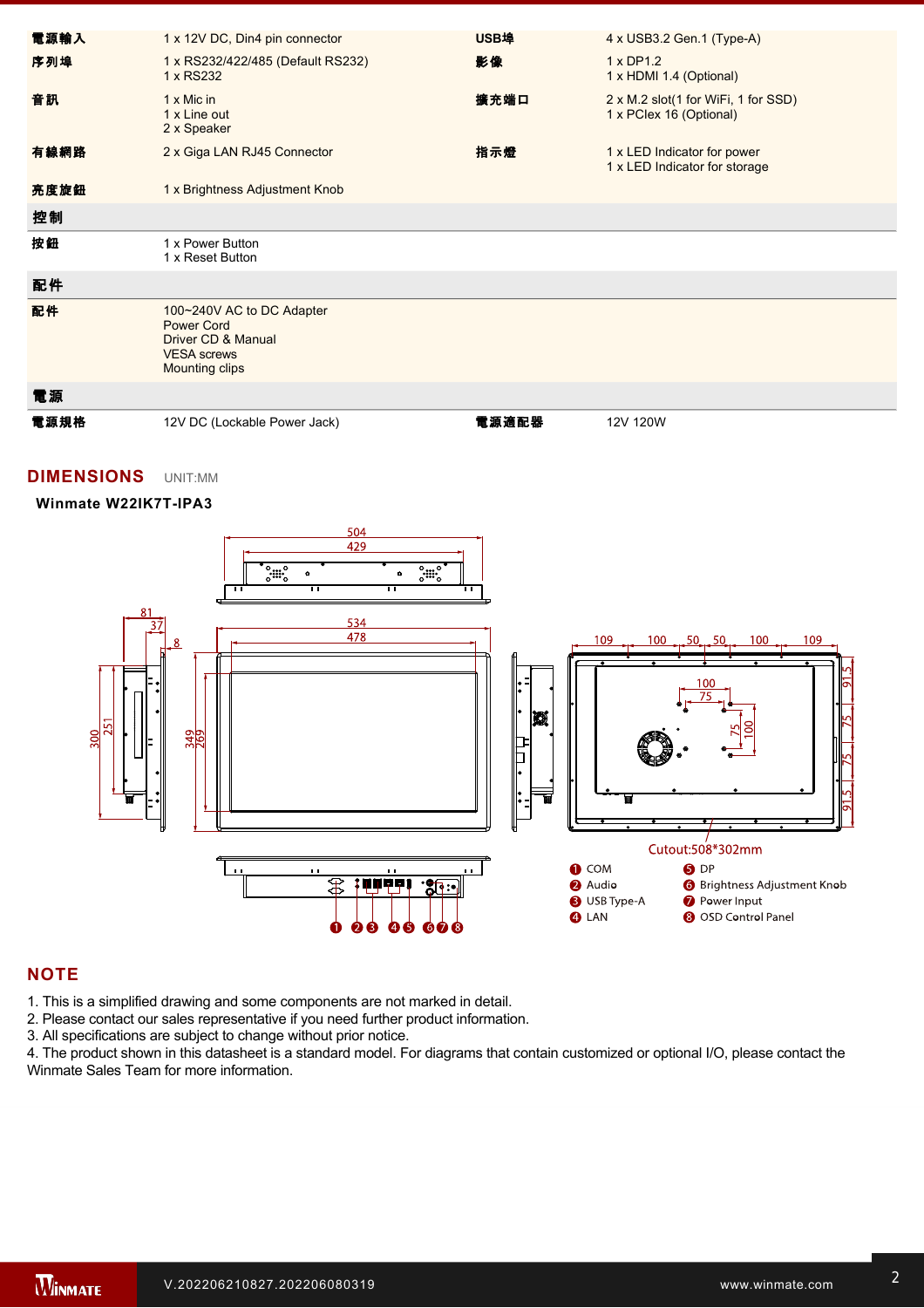| | | | |
|---|---|---|---|
| 電源輸入 | 1 x 12V DC, Din4 pin connector | USB埠 | 4 x USB3.2 Gen.1 (Type-A) |
| 序列埠 | 1 x RS232/422/485 (Default RS232)<br>1 x RS232 | 影像 | 1 x DP1.2<br>1 x HDMI 1.4 (Optional) |
| 音訊 | 1 x Mic in<br>1 x Line out<br>2 x Speaker | 擴充端口 | 2 x M.2 slot(1 for WiFi, 1 for SSD)<br>1 x PClex 16 (Optional) |
| 有線網路 | 2 x Giga LAN RJ45 Connector | 指示燈 | 1 x LED Indicator for power<br>1 x LED Indicator for storage |
| 亮度旋鈕 | 1 x Brightness Adjustment Knob | | |
| **控制** | | | |
| 按鈕 | 1 x Power Button<br>1 x Reset Button | | |
| **配件** | | | |
| 配件 | 100~240V AC to DC Adapter<br>Power Cord<br>Driver CD & Manual<br>VESA screws<br>Mounting clips | | |
| **電源** | | | |
| 電源規格 | 12V DC (Lockable Power Jack) | 電源適配器 | 12V 120W |

## DIMENSIONS UNIT:MM

**Winmate W22IK7T-IPA3**

504
429
81
37
8
534
478
300
251
349
269
109 100 50 50 100 109
100
75
75
100
91.5
75
75
91.5
Cutout:508*302mm

1 COM
2 Audio
3 USB Type-A
4 LAN
5 DP
6 Brightness Adjustment Knob
7 Power Input
8 OSD Control Panel

## NOTE

1. This is a simplified drawing and some components are not marked in detail.
2. Please contact our sales representative if you need further product information.
3. All specifications are subject to change without prior notice.
4. The product shown in this datasheet is a standard model. For diagrams that contain customized or optional I/O, please contact the Winmate Sales Team for more information.

V.202206210827.202206080319